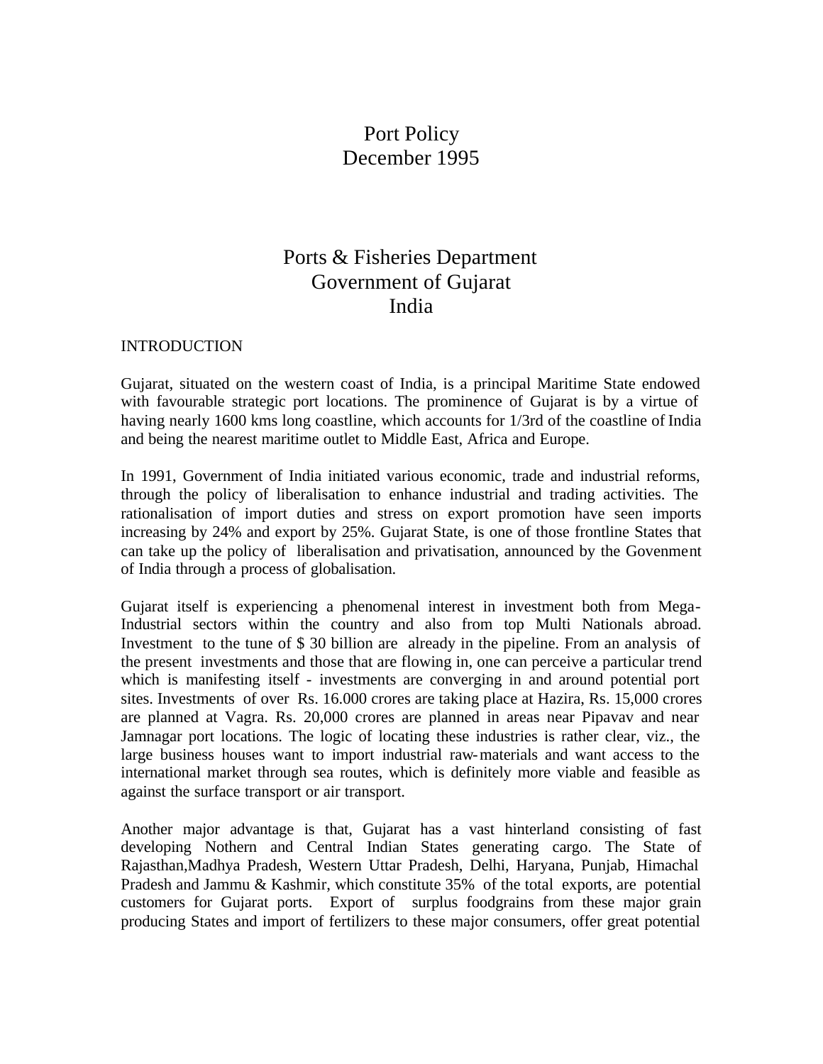# Port Policy
# December 1995

## Ports & Fisheries Department
## Government of Gujarat
## India

## INTRODUCTION

Gujarat, situated on the western coast of India, is a principal Maritime State endowed with favourable strategic port locations. The prominence of Gujarat is by a virtue of having nearly 1600 kms long coastline, which accounts for 1/3rd of the coastline of India and being the nearest maritime outlet to Middle East, Africa and Europe.

In 1991, Government of India initiated various economic, trade and industrial reforms, through the policy of liberalisation to enhance industrial and trading activities. The rationalisation of import duties and stress on export promotion have seen imports increasing by 24% and export by 25%. Gujarat State, is one of those frontline States that can take up the policy of liberalisation and privatisation, announced by the Govenment of India through a process of globalisation.

Gujarat itself is experiencing a phenomenal interest in investment both from Mega-Industrial sectors within the country and also from top Multi Nationals abroad. Investment to the tune of $ 30 billion are already in the pipeline. From an analysis of the present investments and those that are flowing in, one can perceive a particular trend which is manifesting itself - investments are converging in and around potential port sites. Investments of over Rs. 16.000 crores are taking place at Hazira, Rs. 15,000 crores are planned at Vagra. Rs. 20,000 crores are planned in areas near Pipavav and near Jamnagar port locations. The logic of locating these industries is rather clear, viz., the large business houses want to import industrial raw-materials and want access to the international market through sea routes, which is definitely more viable and feasible as against the surface transport or air transport.

Another major advantage is that, Gujarat has a vast hinterland consisting of fast developing Nothern and Central Indian States generating cargo. The State of Rajasthan,Madhya Pradesh, Western Uttar Pradesh, Delhi, Haryana, Punjab, Himachal Pradesh and Jammu & Kashmir, which constitute 35% of the total exports, are potential customers for Gujarat ports. Export of surplus foodgrains from these major grain producing States and import of fertilizers to these major consumers, offer great potential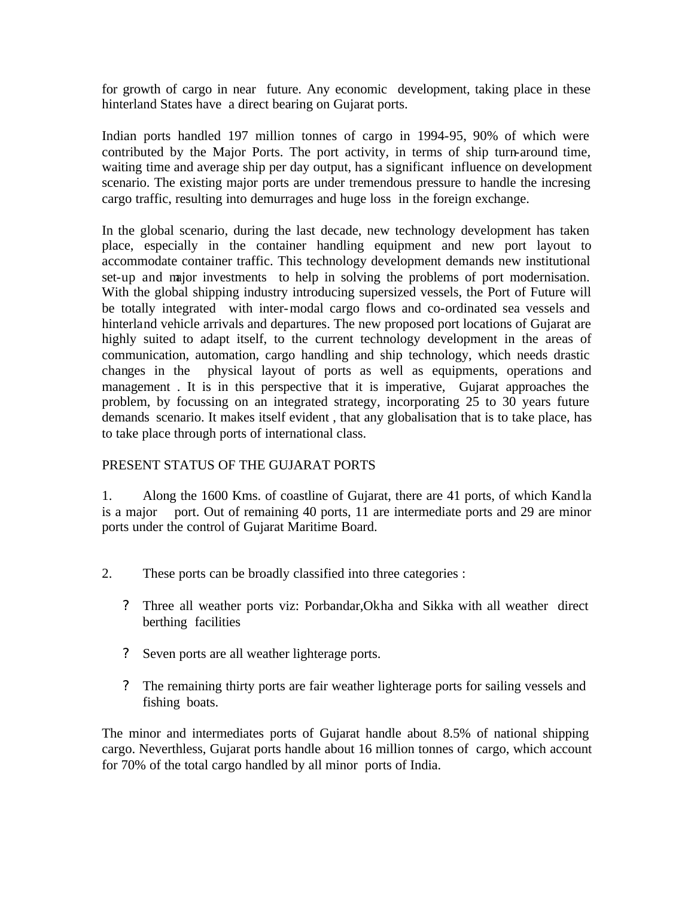for growth of cargo in near future. Any economic development, taking place in these hinterland States have a direct bearing on Gujarat ports.

Indian ports handled 197 million tonnes of cargo in 1994-95, 90% of which were contributed by the Major Ports. The port activity, in terms of ship turn-around time, waiting time and average ship per day output, has a significant influence on development scenario. The existing major ports are under tremendous pressure to handle the incresing cargo traffic, resulting into demurrages and huge loss in the foreign exchange.

In the global scenario, during the last decade, new technology development has taken place, especially in the container handling equipment and new port layout to accommodate container traffic. This technology development demands new institutional set-up and major investments to help in solving the problems of port modernisation. With the global shipping industry introducing supersized vessels, the Port of Future will be totally integrated with inter-modal cargo flows and co-ordinated sea vessels and hinterland vehicle arrivals and departures. The new proposed port locations of Gujarat are highly suited to adapt itself, to the current technology development in the areas of communication, automation, cargo handling and ship technology, which needs drastic changes in the physical layout of ports as well as equipments, operations and management . It is in this perspective that it is imperative, Gujarat approaches the problem, by focussing on an integrated strategy, incorporating 25 to 30 years future demands scenario. It makes itself evident , that any globalisation that is to take place, has to take place through ports of international class.

## PRESENT STATUS OF THE GUJARAT PORTS

1. Along the 1600 Kms. of coastline of Gujarat, there are 41 ports, of which Kandla is a major port. Out of remaining 40 ports, 11 are intermediate ports and 29 are minor ports under the control of Gujarat Maritime Board.

2. These ports can be broadly classified into three categories :

   - Three all weather ports viz: Porbandar,Okha and Sikka with all weather direct berthing facilities
   - Seven ports are all weather lighterage ports.
   - The remaining thirty ports are fair weather lighterage ports for sailing vessels and fishing boats.

The minor and intermediates ports of Gujarat handle about 8.5% of national shipping cargo. Neverthless, Gujarat ports handle about 16 million tonnes of cargo, which account for 70% of the total cargo handled by all minor ports of India.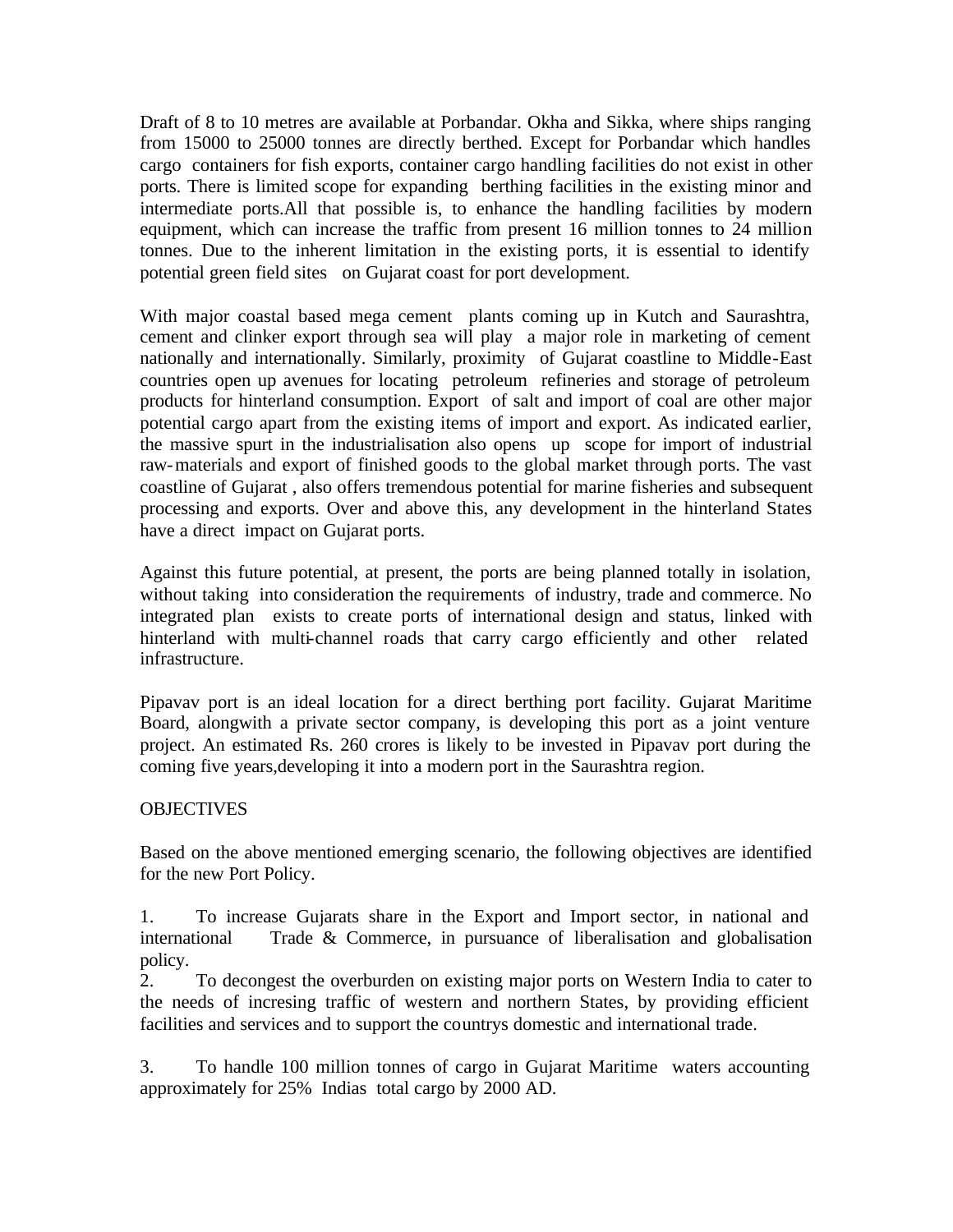Draft of 8 to 10 metres are available at Porbandar. Okha and Sikka, where ships ranging from 15000 to 25000 tonnes are directly berthed. Except for Porbandar which handles cargo containers for fish exports, container cargo handling facilities do not exist in other ports. There is limited scope for expanding berthing facilities in the existing minor and intermediate ports.All that possible is, to enhance the handling facilities by modern equipment, which can increase the traffic from present 16 million tonnes to 24 million tonnes. Due to the inherent limitation in the existing ports, it is essential to identify potential green field sites on Gujarat coast for port development.

With major coastal based mega cement plants coming up in Kutch and Saurashtra, cement and clinker export through sea will play a major role in marketing of cement nationally and internationally. Similarly, proximity of Gujarat coastline to Middle-East countries open up avenues for locating petroleum refineries and storage of petroleum products for hinterland consumption. Export of salt and import of coal are other major potential cargo apart from the existing items of import and export. As indicated earlier, the massive spurt in the industrialisation also opens up scope for import of industrial raw-materials and export of finished goods to the global market through ports. The vast coastline of Gujarat , also offers tremendous potential for marine fisheries and subsequent processing and exports. Over and above this, any development in the hinterland States have a direct impact on Gujarat ports.

Against this future potential, at present, the ports are being planned totally in isolation, without taking into consideration the requirements of industry, trade and commerce. No integrated plan exists to create ports of international design and status, linked with hinterland with multi-channel roads that carry cargo efficiently and other related infrastructure.

Pipavav port is an ideal location for a direct berthing port facility. Gujarat Maritime Board, alongwith a private sector company, is developing this port as a joint venture project. An estimated Rs. 260 crores is likely to be invested in Pipavav port during the coming five years,developing it into a modern port in the Saurashtra region.

## OBJECTIVES

Based on the above mentioned emerging scenario, the following objectives are identified for the new Port Policy.

1. To increase Gujarats share in the Export and Import sector, in national and international Trade & Commerce, in pursuance of liberalisation and globalisation policy.
2. To decongest the overburden on existing major ports on Western India to cater to the needs of incresing traffic of western and northern States, by providing efficient facilities and services and to support the countrys domestic and international trade.
3. To handle 100 million tonnes of cargo in Gujarat Maritime waters accounting approximately for 25% Indias total cargo by 2000 AD.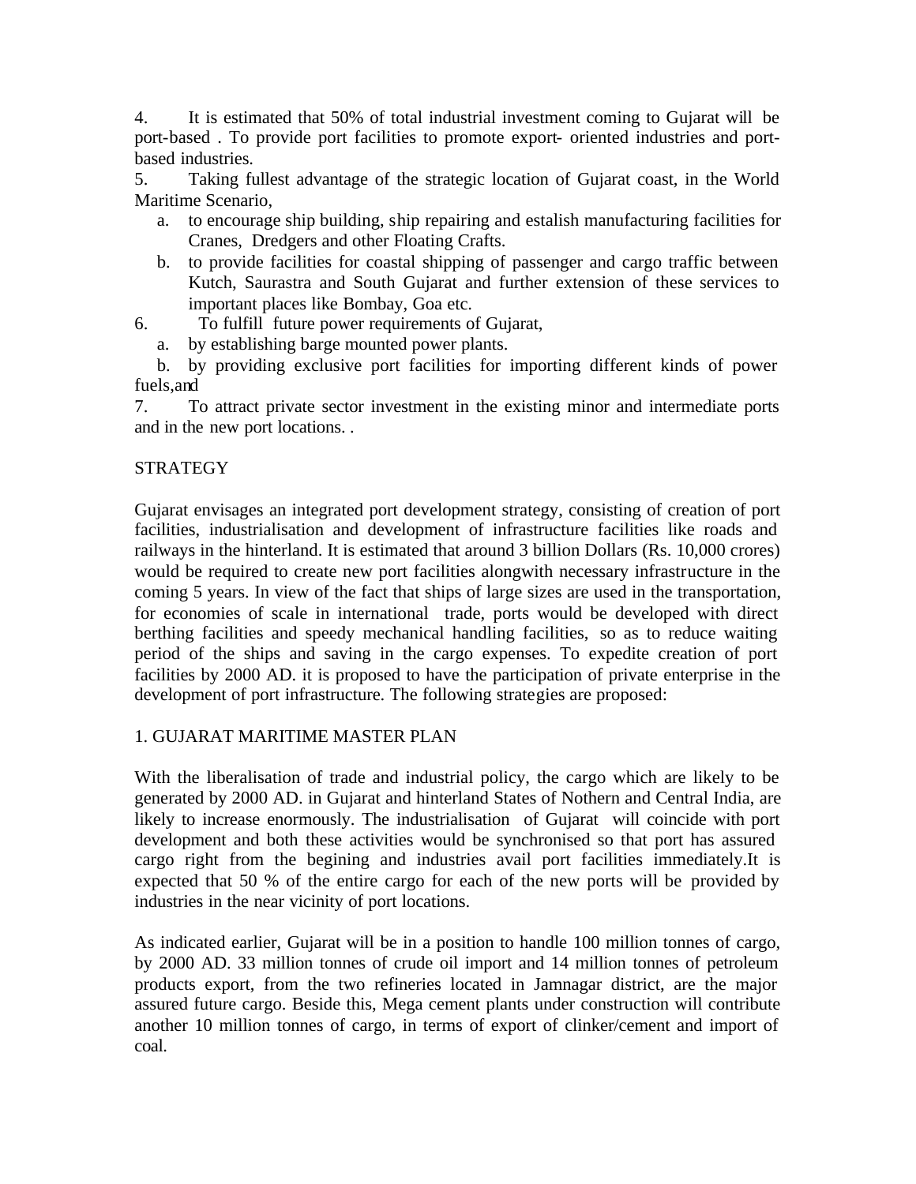4. It is estimated that 50% of total industrial investment coming to Gujarat will be port-based . To provide port facilities to promote export- oriented industries and port-based industries.

5. Taking fullest advantage of the strategic location of Gujarat coast, in the World Maritime Scenario,

   a. to encourage ship building, ship repairing and estalish manufacturing facilities for Cranes, Dredgers and other Floating Crafts.
   b. to provide facilities for coastal shipping of passenger and cargo traffic between Kutch, Saurastra and South Gujarat and further extension of these services to important places like Bombay, Goa etc.

6. To fulfill future power requirements of Gujarat,

   a. by establishing barge mounted power plants.
   b. by providing exclusive port facilities for importing different kinds of power fuels,and

7. To attract private sector investment in the existing minor and intermediate ports and in the new port locations. .

STRATEGY

Gujarat envisages an integrated port development strategy, consisting of creation of port facilities, industrialisation and development of infrastructure facilities like roads and railways in the hinterland. It is estimated that around 3 billion Dollars (Rs. 10,000 crores) would be required to create new port facilities alongwith necessary infrastructure in the coming 5 years. In view of the fact that ships of large sizes are used in the transportation, for economies of scale in international trade, ports would be developed with direct berthing facilities and speedy mechanical handling facilities, so as to reduce waiting period of the ships and saving in the cargo expenses. To expedite creation of port facilities by 2000 AD. it is proposed to have the participation of private enterprise in the development of port infrastructure. The following strategies are proposed:

1. GUJARAT MARITIME MASTER PLAN

With the liberalisation of trade and industrial policy, the cargo which are likely to be generated by 2000 AD. in Gujarat and hinterland States of Nothern and Central India, are likely to increase enormously. The industrialisation of Gujarat will coincide with port development and both these activities would be synchronised so that port has assured cargo right from the begining and industries avail port facilities immediately.It is expected that 50 % of the entire cargo for each of the new ports will be provided by industries in the near vicinity of port locations.

As indicated earlier, Gujarat will be in a position to handle 100 million tonnes of cargo, by 2000 AD. 33 million tonnes of crude oil import and 14 million tonnes of petroleum products export, from the two refineries located in Jamnagar district, are the major assured future cargo. Beside this, Mega cement plants under construction will contribute another 10 million tonnes of cargo, in terms of export of clinker/cement and import of coal.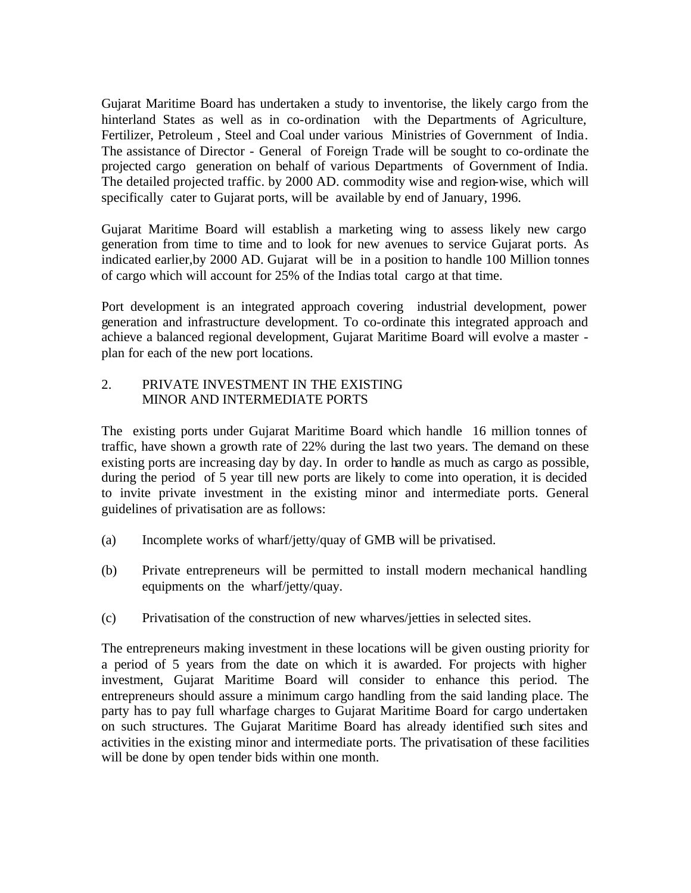Gujarat Maritime Board has undertaken a study to inventorise, the likely cargo from the hinterland States as well as in co-ordination with the Departments of Agriculture, Fertilizer, Petroleum , Steel and Coal under various Ministries of Government of India. The assistance of Director - General of Foreign Trade will be sought to co-ordinate the projected cargo generation on behalf of various Departments of Government of India. The detailed projected traffic. by 2000 AD. commodity wise and region-wise, which will specifically cater to Gujarat ports, will be available by end of January, 1996.

Gujarat Maritime Board will establish a marketing wing to assess likely new cargo generation from time to time and to look for new avenues to service Gujarat ports. As indicated earlier,by 2000 AD. Gujarat will be in a position to handle 100 Million tonnes of cargo which will account for 25% of the Indias total cargo at that time.

Port development is an integrated approach covering industrial development, power generation and infrastructure development. To co-ordinate this integrated approach and achieve a balanced regional development, Gujarat Maritime Board will evolve a master - plan for each of the new port locations.

## 2. PRIVATE INVESTMENT IN THE EXISTING MINOR AND INTERMEDIATE PORTS

The existing ports under Gujarat Maritime Board which handle 16 million tonnes of traffic, have shown a growth rate of 22% during the last two years. The demand on these existing ports are increasing day by day. In order to handle as much as cargo as possible, during the period of 5 year till new ports are likely to come into operation, it is decided to invite private investment in the existing minor and intermediate ports. General guidelines of privatisation are as follows:

(a) Incomplete works of wharf/jetty/quay of GMB will be privatised.

(b) Private entrepreneurs will be permitted to install modern mechanical handling equipments on the wharf/jetty/quay.

(c) Privatisation of the construction of new wharves/jetties in selected sites.

The entrepreneurs making investment in these locations will be given ousting priority for a period of 5 years from the date on which it is awarded. For projects with higher investment, Gujarat Maritime Board will consider to enhance this period. The entrepreneurs should assure a minimum cargo handling from the said landing place. The party has to pay full wharfage charges to Gujarat Maritime Board for cargo undertaken on such structures. The Gujarat Maritime Board has already identified such sites and activities in the existing minor and intermediate ports. The privatisation of these facilities will be done by open tender bids within one month.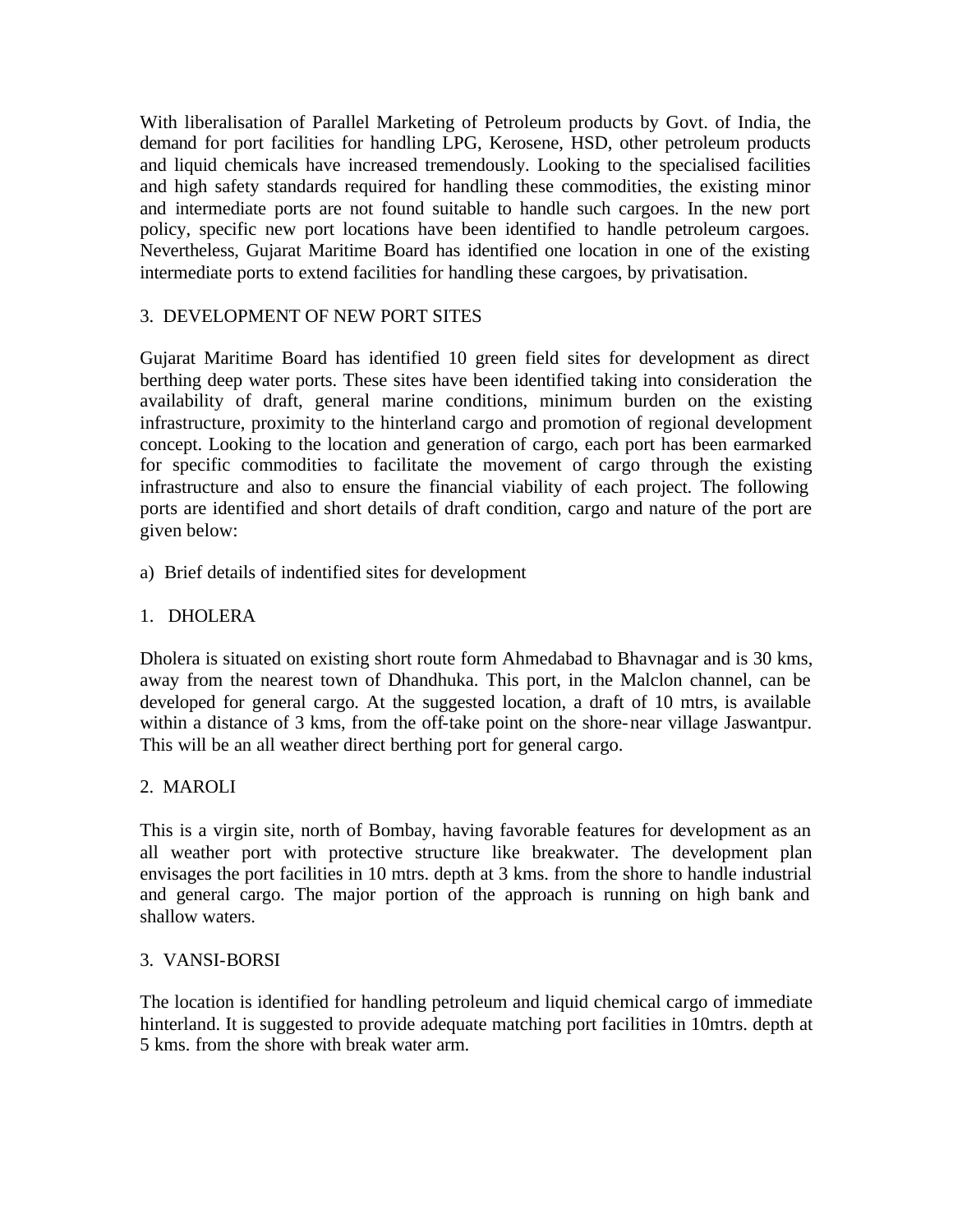With liberalisation of Parallel Marketing of Petroleum products by Govt. of India, the demand for port facilities for handling LPG, Kerosene, HSD, other petroleum products and liquid chemicals have increased tremendously. Looking to the specialised facilities and high safety standards required for handling these commodities, the existing minor and intermediate ports are not found suitable to handle such cargoes. In the new port policy, specific new port locations have been identified to handle petroleum cargoes. Nevertheless, Gujarat Maritime Board has identified one location in one of the existing intermediate ports to extend facilities for handling these cargoes, by privatisation.

## 3. DEVELOPMENT OF NEW PORT SITES

Gujarat Maritime Board has identified 10 green field sites for development as direct berthing deep water ports. These sites have been identified taking into consideration the availability of draft, general marine conditions, minimum burden on the existing infrastructure, proximity to the hinterland cargo and promotion of regional development concept. Looking to the location and generation of cargo, each port has been earmarked for specific commodities to facilitate the movement of cargo through the existing infrastructure and also to ensure the financial viability of each project. The following ports are identified and short details of draft condition, cargo and nature of the port are given below:

a) Brief details of indentified sites for development

### 1. DHOLERA

Dholera is situated on existing short route form Ahmedabad to Bhavnagar and is 30 kms, away from the nearest town of Dhandhuka. This port, in the Malclon channel, can be developed for general cargo. At the suggested location, a draft of 10 mtrs, is available within a distance of 3 kms, from the off-take point on the shore-near village Jaswantpur. This will be an all weather direct berthing port for general cargo.

### 2. MAROLI

This is a virgin site, north of Bombay, having favorable features for development as an all weather port with protective structure like breakwater. The development plan envisages the port facilities in 10 mtrs. depth at 3 kms. from the shore to handle industrial and general cargo. The major portion of the approach is running on high bank and shallow waters.

### 3. VANSI-BORSI

The location is identified for handling petroleum and liquid chemical cargo of immediate hinterland. It is suggested to provide adequate matching port facilities in 10mtrs. depth at 5 kms. from the shore with break water arm.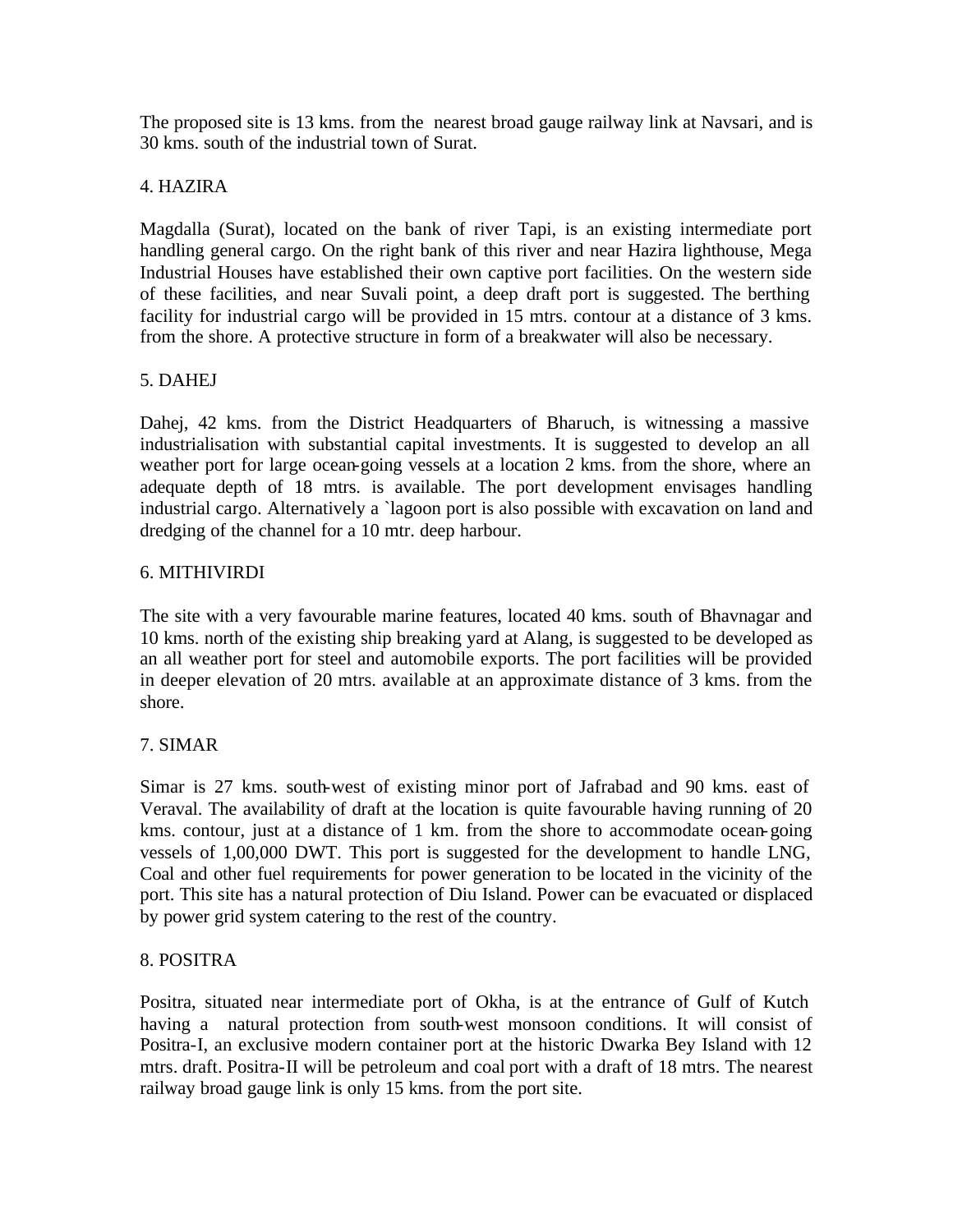The proposed site is 13 kms. from the nearest broad gauge railway link at Navsari, and is 30 kms. south of the industrial town of Surat.

4. HAZIRA

Magdalla (Surat), located on the bank of river Tapi, is an existing intermediate port handling general cargo. On the right bank of this river and near Hazira lighthouse, Mega Industrial Houses have established their own captive port facilities. On the western side of these facilities, and near Suvali point, a deep draft port is suggested. The berthing facility for industrial cargo will be provided in 15 mtrs. contour at a distance of 3 kms. from the shore. A protective structure in form of a breakwater will also be necessary.

5. DAHEJ

Dahej, 42 kms. from the District Headquarters of Bharuch, is witnessing a massive industrialisation with substantial capital investments. It is suggested to develop an all weather port for large ocean-going vessels at a location 2 kms. from the shore, where an adequate depth of 18 mtrs. is available. The port development envisages handling industrial cargo. Alternatively a `lagoon port is also possible with excavation on land and dredging of the channel for a 10 mtr. deep harbour.

6. MITHIVIRDI

The site with a very favourable marine features, located 40 kms. south of Bhavnagar and 10 kms. north of the existing ship breaking yard at Alang, is suggested to be developed as an all weather port for steel and automobile exports. The port facilities will be provided in deeper elevation of 20 mtrs. available at an approximate distance of 3 kms. from the shore.

7. SIMAR

Simar is 27 kms. south-west of existing minor port of Jafrabad and 90 kms. east of Veraval. The availability of draft at the location is quite favourable having running of 20 kms. contour, just at a distance of 1 km. from the shore to accommodate ocean-going vessels of 1,00,000 DWT. This port is suggested for the development to handle LNG, Coal and other fuel requirements for power generation to be located in the vicinity of the port. This site has a natural protection of Diu Island. Power can be evacuated or displaced by power grid system catering to the rest of the country.

8. POSITRA

Positra, situated near intermediate port of Okha, is at the entrance of Gulf of Kutch having a natural protection from south-west monsoon conditions. It will consist of Positra-I, an exclusive modern container port at the historic Dwarka Bey Island with 12 mtrs. draft. Positra-II will be petroleum and coal port with a draft of 18 mtrs. The nearest railway broad gauge link is only 15 kms. from the port site.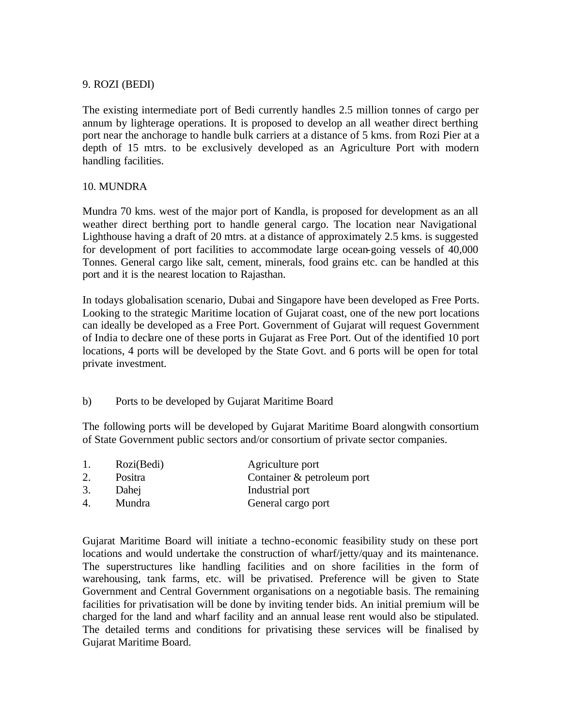9. ROZI (BEDI)

The existing intermediate port of Bedi currently handles 2.5 million tonnes of cargo per annum by lighterage operations. It is proposed to develop an all weather direct berthing port near the anchorage to handle bulk carriers at a distance of 5 kms. from Rozi Pier at a depth of 15 mtrs. to be exclusively developed as an Agriculture Port with modern handling facilities.

10. MUNDRA

Mundra 70 kms. west of the major port of Kandla, is proposed for development as an all weather direct berthing port to handle general cargo. The location near Navigational Lighthouse having a draft of 20 mtrs. at a distance of approximately 2.5 kms. is suggested for development of port facilities to accommodate large ocean-going vessels of 40,000 Tonnes. General cargo like salt, cement, minerals, food grains etc. can be handled at this port and it is the nearest location to Rajasthan.

In todays globalisation scenario, Dubai and Singapore have been developed as Free Ports. Looking to the strategic Maritime location of Gujarat coast, one of the new port locations can ideally be developed as a Free Port. Government of Gujarat will request Government of India to declare one of these ports in Gujarat as Free Port. Out of the identified 10 port locations, 4 ports will be developed by the State Govt. and 6 ports will be open for total private investment.

b) Ports to be developed by Gujarat Maritime Board

The following ports will be developed by Gujarat Maritime Board alongwith consortium of State Government public sectors and/or consortium of private sector companies.

| | | |
|---|---|---|
| 1. | Rozi(Bedi) | Agriculture port |
| 2. | Positra | Container & petroleum port |
| 3. | Dahej | Industrial port |
| 4. | Mundra | General cargo port |

Gujarat Maritime Board will initiate a techno-economic feasibility study on these port locations and would undertake the construction of wharf/jetty/quay and its maintenance. The superstructures like handling facilities and on shore facilities in the form of warehousing, tank farms, etc. will be privatised. Preference will be given to State Government and Central Government organisations on a negotiable basis. The remaining facilities for privatisation will be done by inviting tender bids. An initial premium will be charged for the land and wharf facility and an annual lease rent would also be stipulated. The detailed terms and conditions for privatising these services will be finalised by Gujarat Maritime Board.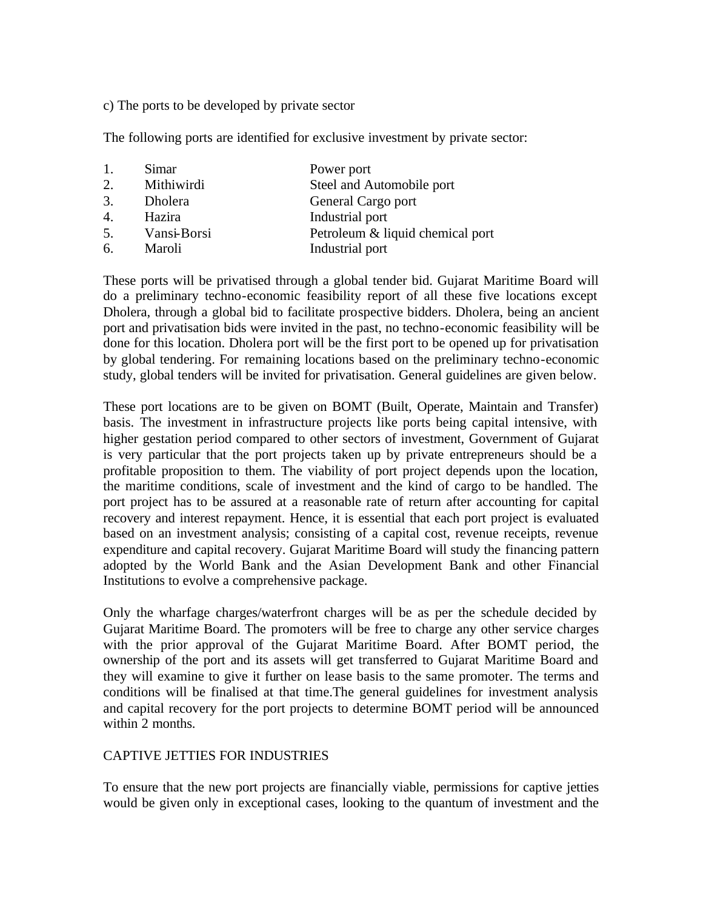c) The ports to be developed by private sector

The following ports are identified for exclusive investment by private sector:

| | | |
|---|---|---|
| 1. | Simar | Power port |
| 2. | Mithiwirdi | Steel and Automobile port |
| 3. | Dholera | General Cargo port |
| 4. | Hazira | Industrial port |
| 5. | Vansi-Borsi | Petroleum & liquid chemical port |
| 6. | Maroli | Industrial port |

These ports will be privatised through a global tender bid. Gujarat Maritime Board will do a preliminary techno-economic feasibility report of all these five locations except Dholera, through a global bid to facilitate prospective bidders. Dholera, being an ancient port and privatisation bids were invited in the past, no techno-economic feasibility will be done for this location. Dholera port will be the first port to be opened up for privatisation by global tendering. For remaining locations based on the preliminary techno-economic study, global tenders will be invited for privatisation. General guidelines are given below.

These port locations are to be given on BOMT (Built, Operate, Maintain and Transfer) basis. The investment in infrastructure projects like ports being capital intensive, with higher gestation period compared to other sectors of investment, Government of Gujarat is very particular that the port projects taken up by private entrepreneurs should be a profitable proposition to them. The viability of port project depends upon the location, the maritime conditions, scale of investment and the kind of cargo to be handled. The port project has to be assured at a reasonable rate of return after accounting for capital recovery and interest repayment. Hence, it is essential that each port project is evaluated based on an investment analysis; consisting of a capital cost, revenue receipts, revenue expenditure and capital recovery. Gujarat Maritime Board will study the financing pattern adopted by the World Bank and the Asian Development Bank and other Financial Institutions to evolve a comprehensive package.

Only the wharfage charges/waterfront charges will be as per the schedule decided by Gujarat Maritime Board. The promoters will be free to charge any other service charges with the prior approval of the Gujarat Maritime Board. After BOMT period, the ownership of the port and its assets will get transferred to Gujarat Maritime Board and they will examine to give it further on lease basis to the same promoter. The terms and conditions will be finalised at that time.The general guidelines for investment analysis and capital recovery for the port projects to determine BOMT period will be announced within 2 months.

## CAPTIVE JETTIES FOR INDUSTRIES

To ensure that the new port projects are financially viable, permissions for captive jetties would be given only in exceptional cases, looking to the quantum of investment and the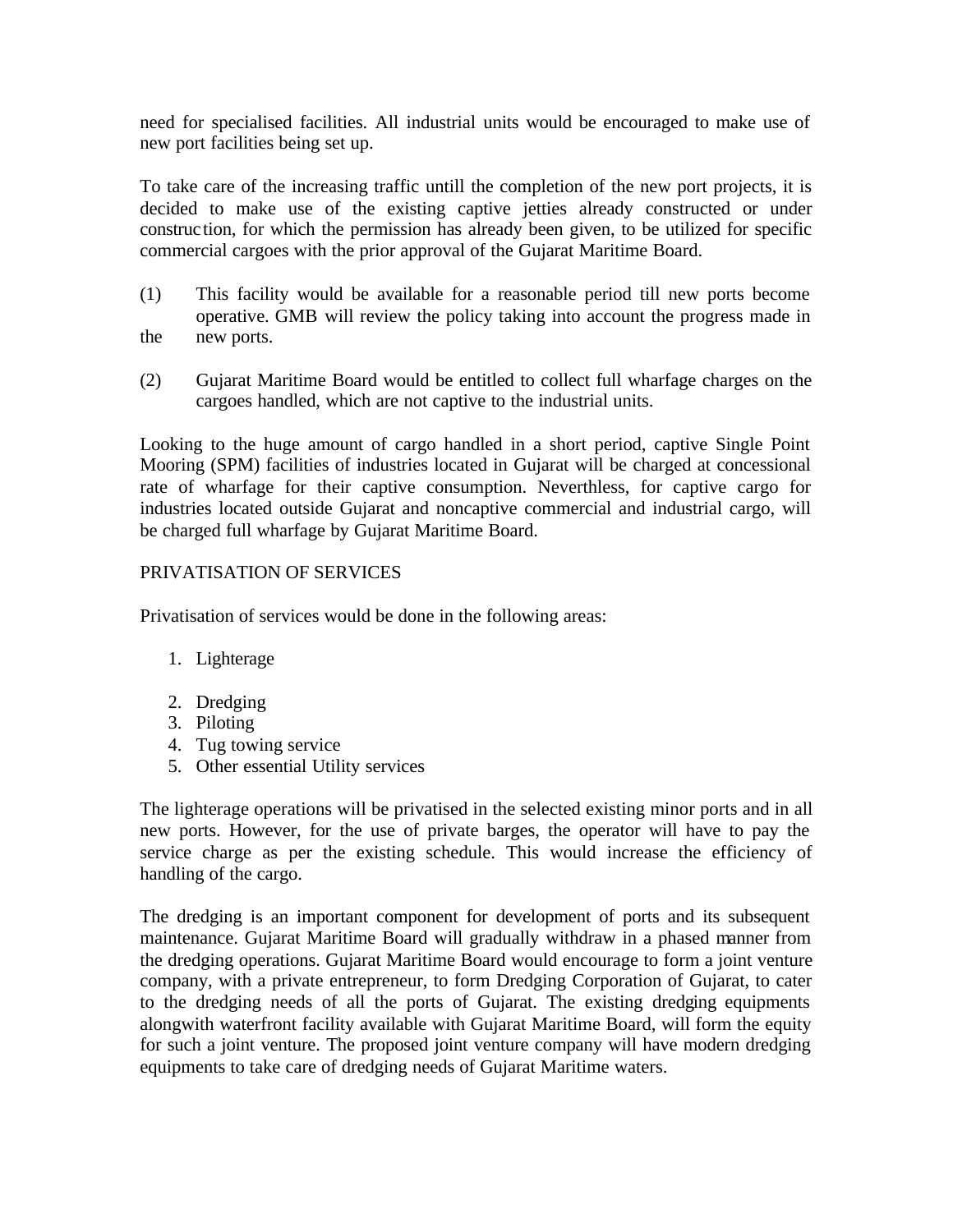need for specialised facilities. All industrial units would be encouraged to make use of new port facilities being set up.

To take care of the increasing traffic untill the completion of the new port projects, it is decided to make use of the existing captive jetties already constructed or under construction, for which the permission has already been given, to be utilized for specific commercial cargoes with the prior approval of the Gujarat Maritime Board.

(1) This facility would be available for a reasonable period till new ports become operative. GMB will review the policy taking into account the progress made in the new ports.

(2) Gujarat Maritime Board would be entitled to collect full wharfage charges on the cargoes handled, which are not captive to the industrial units.

Looking to the huge amount of cargo handled in a short period, captive Single Point Mooring (SPM) facilities of industries located in Gujarat will be charged at concessional rate of wharfage for their captive consumption. Neverthless, for captive cargo for industries located outside Gujarat and noncaptive commercial and industrial cargo, will be charged full wharfage by Gujarat Maritime Board.

PRIVATISATION OF SERVICES

Privatisation of services would be done in the following areas:

1. Lighterage
2. Dredging
3. Piloting
4. Tug towing service
5. Other essential Utility services

The lighterage operations will be privatised in the selected existing minor ports and in all new ports. However, for the use of private barges, the operator will have to pay the service charge as per the existing schedule. This would increase the efficiency of handling of the cargo.

The dredging is an important component for development of ports and its subsequent maintenance. Gujarat Maritime Board will gradually withdraw in a phased manner from the dredging operations. Gujarat Maritime Board would encourage to form a joint venture company, with a private entrepreneur, to form Dredging Corporation of Gujarat, to cater to the dredging needs of all the ports of Gujarat. The existing dredging equipments alongwith waterfront facility available with Gujarat Maritime Board, will form the equity for such a joint venture. The proposed joint venture company will have modern dredging equipments to take care of dredging needs of Gujarat Maritime waters.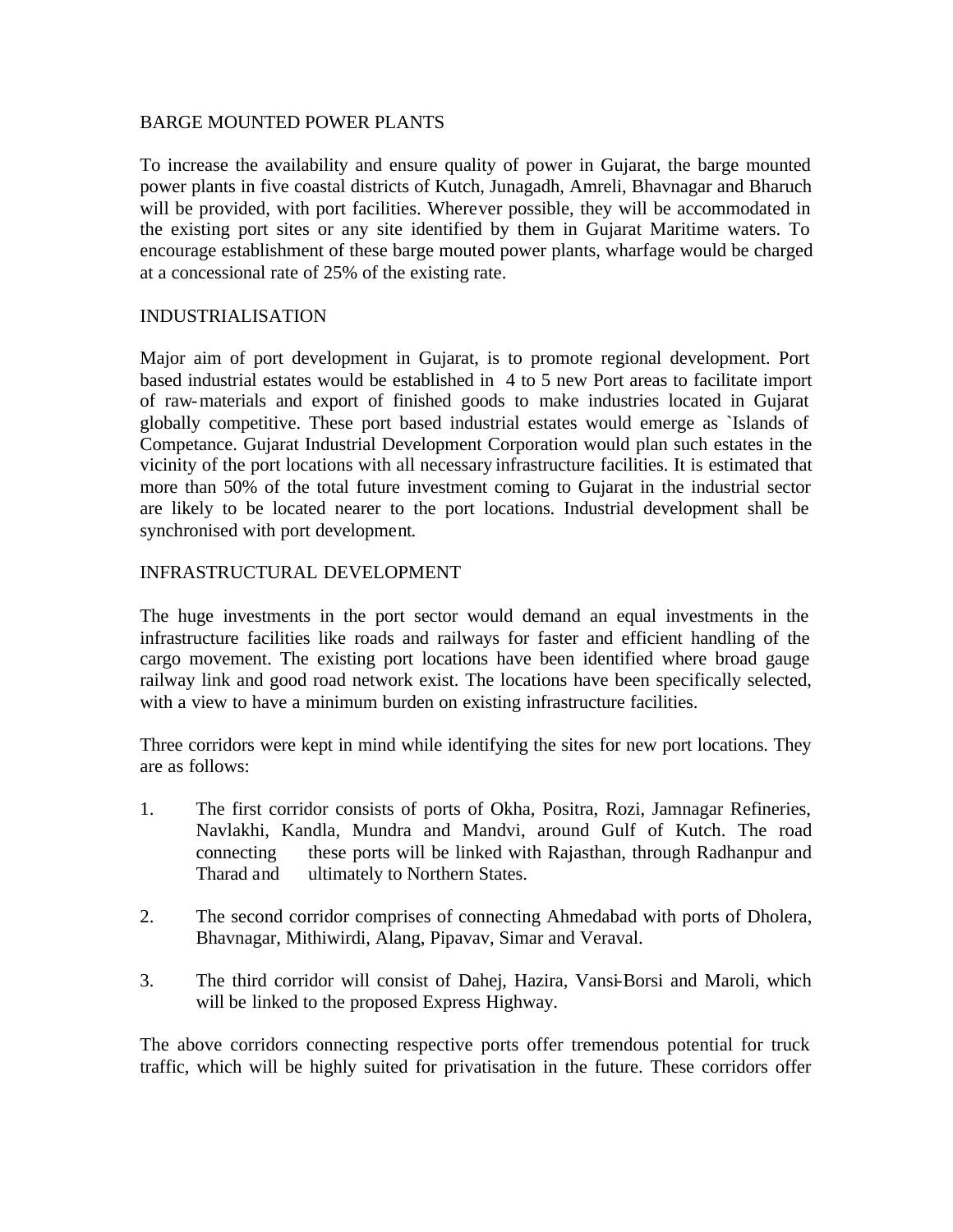## BARGE MOUNTED POWER PLANTS

To increase the availability and ensure quality of power in Gujarat, the barge mounted power plants in five coastal districts of Kutch, Junagadh, Amreli, Bhavnagar and Bharuch will be provided, with port facilities. Wherever possible, they will be accommodated in the existing port sites or any site identified by them in Gujarat Maritime waters. To encourage establishment of these barge mouted power plants, wharfage would be charged at a concessional rate of 25% of the existing rate.

## INDUSTRIALISATION

Major aim of port development in Gujarat, is to promote regional development. Port based industrial estates would be established in 4 to 5 new Port areas to facilitate import of raw-materials and export of finished goods to make industries located in Gujarat globally competitive. These port based industrial estates would emerge as `Islands of Competance. Gujarat Industrial Development Corporation would plan such estates in the vicinity of the port locations with all necessary infrastructure facilities. It is estimated that more than 50% of the total future investment coming to Gujarat in the industrial sector are likely to be located nearer to the port locations. Industrial development shall be synchronised with port development.

## INFRASTRUCTURAL DEVELOPMENT

The huge investments in the port sector would demand an equal investments in the infrastructure facilities like roads and railways for faster and efficient handling of the cargo movement. The existing port locations have been identified where broad gauge railway link and good road network exist. The locations have been specifically selected, with a view to have a minimum burden on existing infrastructure facilities.

Three corridors were kept in mind while identifying the sites for new port locations. They are as follows:

1. The first corridor consists of ports of Okha, Positra, Rozi, Jamnagar Refineries, Navlakhi, Kandla, Mundra and Mandvi, around Gulf of Kutch. The road connecting these ports will be linked with Rajasthan, through Radhanpur and Tharad and ultimately to Northern States.

2. The second corridor comprises of connecting Ahmedabad with ports of Dholera, Bhavnagar, Mithiwirdi, Alang, Pipavav, Simar and Veraval.

3. The third corridor will consist of Dahej, Hazira, Vansi-Borsi and Maroli, which will be linked to the proposed Express Highway.

The above corridors connecting respective ports offer tremendous potential for truck traffic, which will be highly suited for privatisation in the future. These corridors offer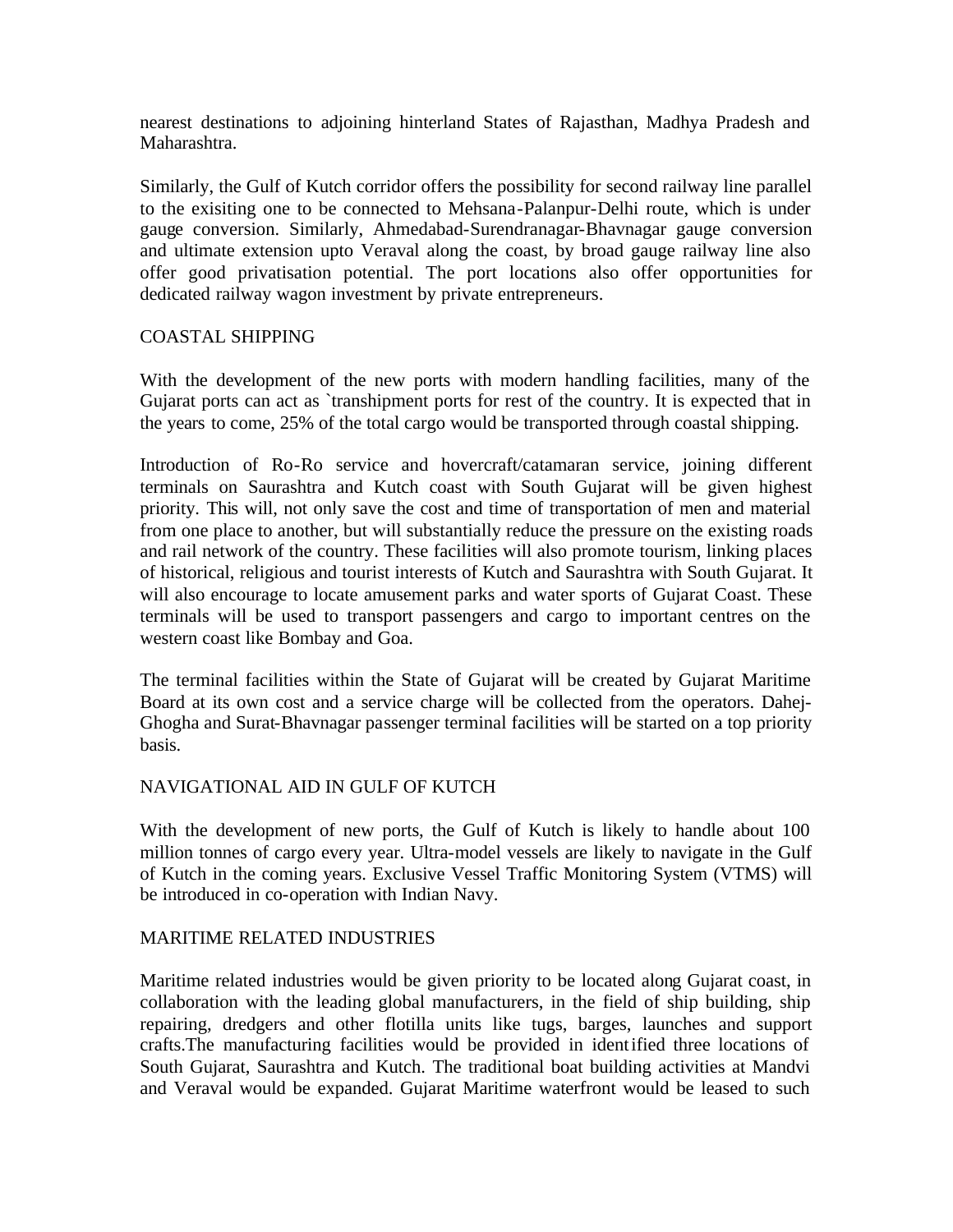nearest destinations to adjoining hinterland States of Rajasthan, Madhya Pradesh and Maharashtra.

Similarly, the Gulf of Kutch corridor offers the possibility for second railway line parallel to the exisiting one to be connected to Mehsana-Palanpur-Delhi route, which is under gauge conversion. Similarly, Ahmedabad-Surendranagar-Bhavnagar gauge conversion and ultimate extension upto Veraval along the coast, by broad gauge railway line also offer good privatisation potential. The port locations also offer opportunities for dedicated railway wagon investment by private entrepreneurs.

## COASTAL SHIPPING

With the development of the new ports with modern handling facilities, many of the Gujarat ports can act as `transhipment ports for rest of the country. It is expected that in the years to come, 25% of the total cargo would be transported through coastal shipping.

Introduction of Ro-Ro service and hovercraft/catamaran service, joining different terminals on Saurashtra and Kutch coast with South Gujarat will be given highest priority. This will, not only save the cost and time of transportation of men and material from one place to another, but will substantially reduce the pressure on the existing roads and rail network of the country. These facilities will also promote tourism, linking places of historical, religious and tourist interests of Kutch and Saurashtra with South Gujarat. It will also encourage to locate amusement parks and water sports of Gujarat Coast. These terminals will be used to transport passengers and cargo to important centres on the western coast like Bombay and Goa.

The terminal facilities within the State of Gujarat will be created by Gujarat Maritime Board at its own cost and a service charge will be collected from the operators. Dahej-Ghogha and Surat-Bhavnagar passenger terminal facilities will be started on a top priority basis.

## NAVIGATIONAL AID IN GULF OF KUTCH

With the development of new ports, the Gulf of Kutch is likely to handle about 100 million tonnes of cargo every year. Ultra-model vessels are likely to navigate in the Gulf of Kutch in the coming years. Exclusive Vessel Traffic Monitoring System (VTMS) will be introduced in co-operation with Indian Navy.

## MARITIME RELATED INDUSTRIES

Maritime related industries would be given priority to be located along Gujarat coast, in collaboration with the leading global manufacturers, in the field of ship building, ship repairing, dredgers and other flotilla units like tugs, barges, launches and support crafts.The manufacturing facilities would be provided in identified three locations of South Gujarat, Saurashtra and Kutch. The traditional boat building activities at Mandvi and Veraval would be expanded. Gujarat Maritime waterfront would be leased to such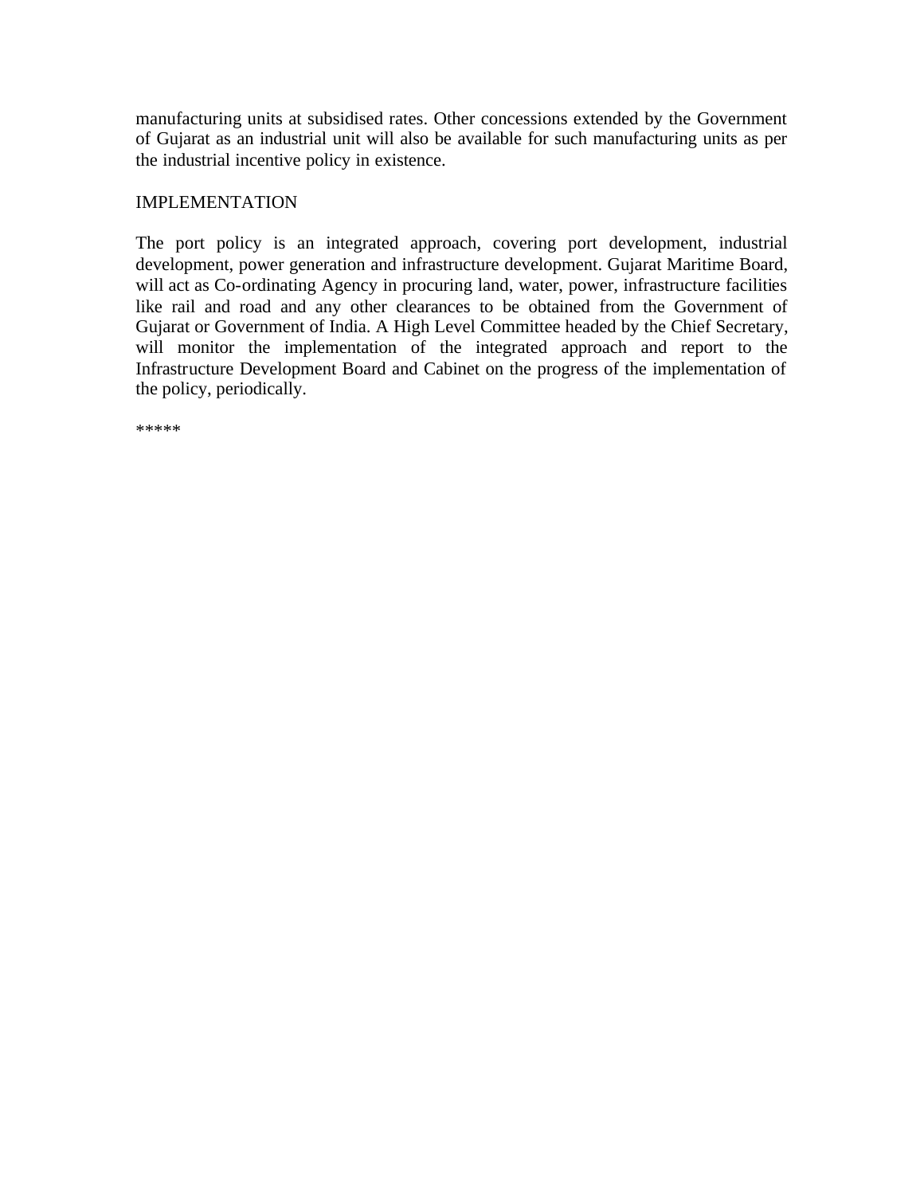manufacturing units at subsidised rates. Other concessions extended by the Government of Gujarat as an industrial unit will also be available for such manufacturing units as per the industrial incentive policy in existence.

## IMPLEMENTATION

The port policy is an integrated approach, covering port development, industrial development, power generation and infrastructure development. Gujarat Maritime Board, will act as Co-ordinating Agency in procuring land, water, power, infrastructure facilities like rail and road and any other clearances to be obtained from the Government of Gujarat or Government of India. A High Level Committee headed by the Chief Secretary, will monitor the implementation of the integrated approach and report to the Infrastructure Development Board and Cabinet on the progress of the implementation of the policy, periodically.

*****